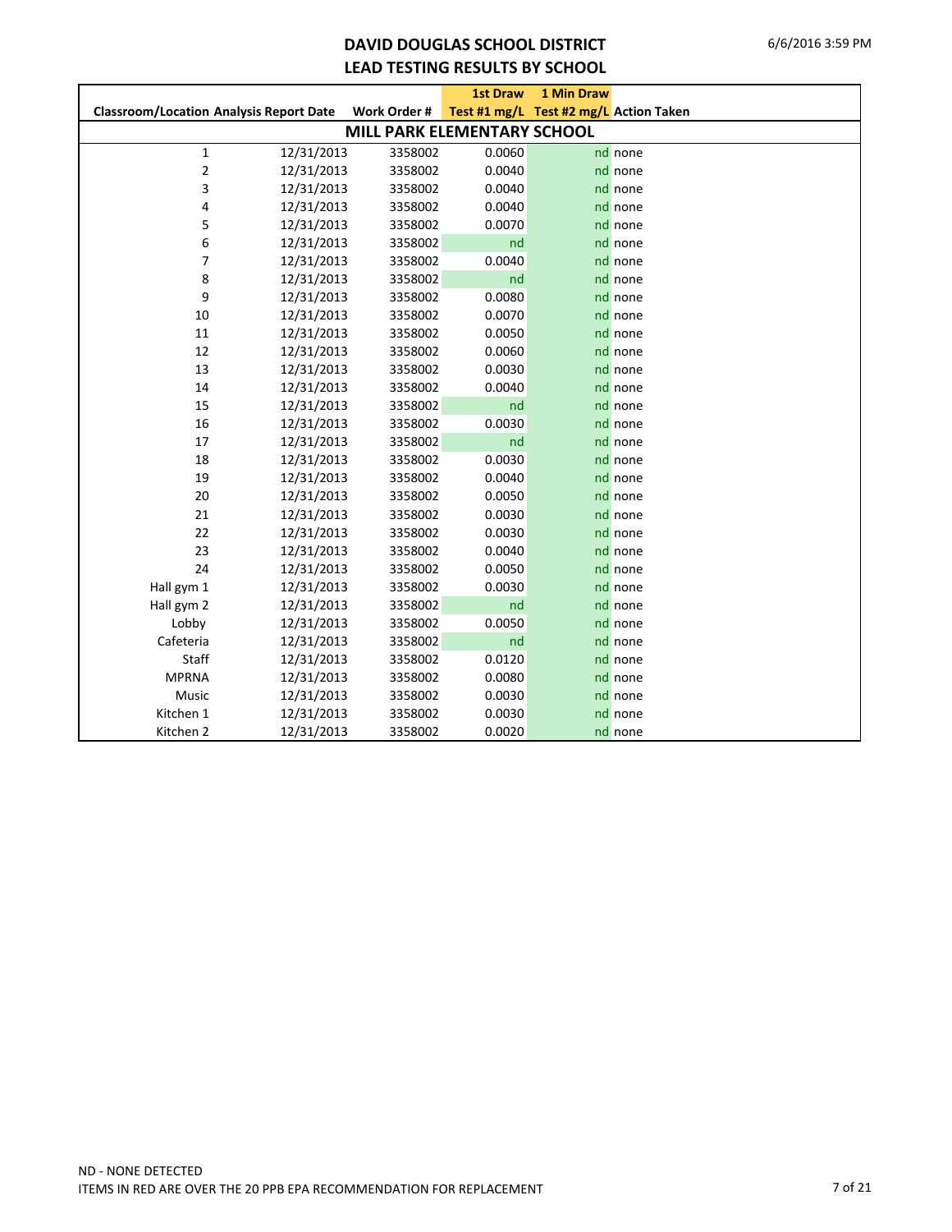# DAVID DOUGLAS SCHOOL DISTRICT
## LEAD TESTING RESULTS BY SCHOOL

| Classroom/Location | Analysis Report Date | Work Order # | 1st Draw Test #1 mg/L | 1 Min Draw Test #2 mg/L | Action Taken |
|---|---|---|---|---|---|
| **MILL PARK ELEMENTARY SCHOOL** | | | | | |
| 1 | 12/31/2013 | 3358002 | 0.0060 | nd | none |
| 2 | 12/31/2013 | 3358002 | 0.0040 | nd | none |
| 3 | 12/31/2013 | 3358002 | 0.0040 | nd | none |
| 4 | 12/31/2013 | 3358002 | 0.0040 | nd | none |
| 5 | 12/31/2013 | 3358002 | 0.0070 | nd | none |
| 6 | 12/31/2013 | 3358002 | nd | nd | none |
| 7 | 12/31/2013 | 3358002 | 0.0040 | nd | none |
| 8 | 12/31/2013 | 3358002 | nd | nd | none |
| 9 | 12/31/2013 | 3358002 | 0.0080 | nd | none |
| 10 | 12/31/2013 | 3358002 | 0.0070 | nd | none |
| 11 | 12/31/2013 | 3358002 | 0.0050 | nd | none |
| 12 | 12/31/2013 | 3358002 | 0.0060 | nd | none |
| 13 | 12/31/2013 | 3358002 | 0.0030 | nd | none |
| 14 | 12/31/2013 | 3358002 | 0.0040 | nd | none |
| 15 | 12/31/2013 | 3358002 | nd | nd | none |
| 16 | 12/31/2013 | 3358002 | 0.0030 | nd | none |
| 17 | 12/31/2013 | 3358002 | nd | nd | none |
| 18 | 12/31/2013 | 3358002 | 0.0030 | nd | none |
| 19 | 12/31/2013 | 3358002 | 0.0040 | nd | none |
| 20 | 12/31/2013 | 3358002 | 0.0050 | nd | none |
| 21 | 12/31/2013 | 3358002 | 0.0030 | nd | none |
| 22 | 12/31/2013 | 3358002 | 0.0030 | nd | none |
| 23 | 12/31/2013 | 3358002 | 0.0040 | nd | none |
| 24 | 12/31/2013 | 3358002 | 0.0050 | nd | none |
| Hall gym 1 | 12/31/2013 | 3358002 | 0.0030 | nd | none |
| Hall gym 2 | 12/31/2013 | 3358002 | nd | nd | none |
| Lobby | 12/31/2013 | 3358002 | 0.0050 | nd | none |
| Cafeteria | 12/31/2013 | 3358002 | nd | nd | none |
| Staff | 12/31/2013 | 3358002 | 0.0120 | nd | none |
| MPRNA | 12/31/2013 | 3358002 | 0.0080 | nd | none |
| Music | 12/31/2013 | 3358002 | 0.0030 | nd | none |
| Kitchen 1 | 12/31/2013 | 3358002 | 0.0030 | nd | none |
| Kitchen 2 | 12/31/2013 | 3358002 | 0.0020 | nd | none |

ND - NONE DETECTED

ITEMS IN RED ARE OVER THE 20 PPB EPA RECOMMENDATION FOR REPLACEMENT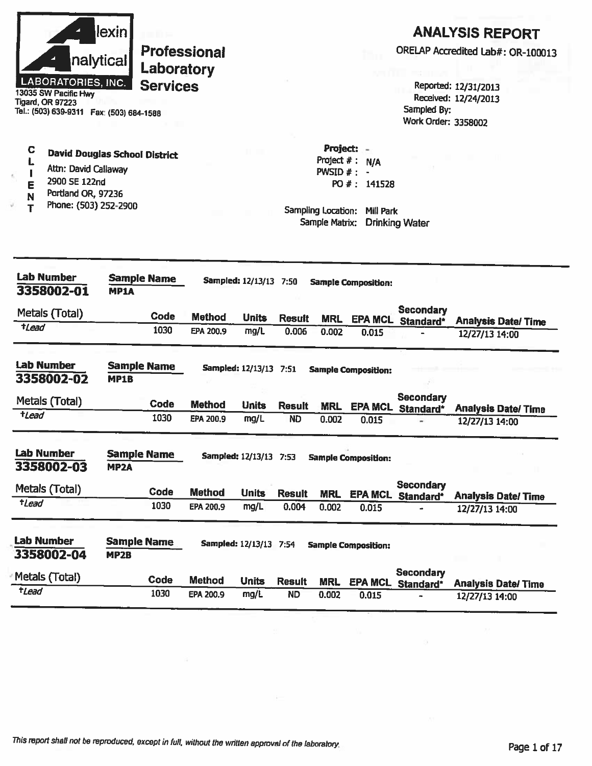**Alexin Analytical Laboratories, Inc.**

**Professional Laboratory Services**

13035 SW Pacific Hwy
Tigard, OR 97223
Tel.: (503) 639-9311 Fax: (503) 684-1588

# ANALYSIS REPORT

ORELAP Accredited Lab#: OR-100013

Reported: 12/31/2013
Received: 12/24/2013
Sampled By:
Work Order: 3358002

**CLIENT**

**David Douglas School District**
Attn: David Callaway
2900 SE 122nd
Portland OR, 97236
Phone: (503) 252-2900

**Project:** -
Project # : N/A
PWSID # : -
PO # : 141528

Sampling Location: Mill Park
Sample Matrix: Drinking Water

---

**Lab Number** 3358002-01 | **Sample Name** MP1A | **Sampled:** 12/13/13 7:50 | **Sample Composition:**

| Metals (Total) | Code | Method | Units | Result | MRL | EPA MCL | Secondary Standard* | Analysis Date/ Time |
|---|---|---|---|---|---|---|---|---|
| †*Lead* | 1030 | EPA 200.9 | mg/L | 0.006 | 0.002 | 0.015 | - | 12/27/13 14:00 |

**Lab Number** 3358002-02 | **Sample Name** MP1B | **Sampled:** 12/13/13 7:51 | **Sample Composition:**

| Metals (Total) | Code | Method | Units | Result | MRL | EPA MCL | Secondary Standard* | Analysis Date/ Time |
|---|---|---|---|---|---|---|---|---|
| †*Lead* | 1030 | EPA 200.9 | mg/L | ND | 0.002 | 0.015 | - | 12/27/13 14:00 |

**Lab Number** 3358002-03 | **Sample Name** MP2A | **Sampled:** 12/13/13 7:53 | **Sample Composition:**

| Metals (Total) | Code | Method | Units | Result | MRL | EPA MCL | Secondary Standard* | Analysis Date/ Time |
|---|---|---|---|---|---|---|---|---|
| †*Lead* | 1030 | EPA 200.9 | mg/L | 0.004 | 0.002 | 0.015 | - | 12/27/13 14:00 |

**Lab Number** 3358002-04 | **Sample Name** MP2B | **Sampled:** 12/13/13 7:54 | **Sample Composition:**

| Metals (Total) | Code | Method | Units | Result | MRL | EPA MCL | Secondary Standard* | Analysis Date/ Time |
|---|---|---|---|---|---|---|---|---|
| †*Lead* | 1030 | EPA 200.9 | mg/L | ND | 0.002 | 0.015 | - | 12/27/13 14:00 |

*This report shall not be reproduced, except in full, without the written approval of the laboratory.*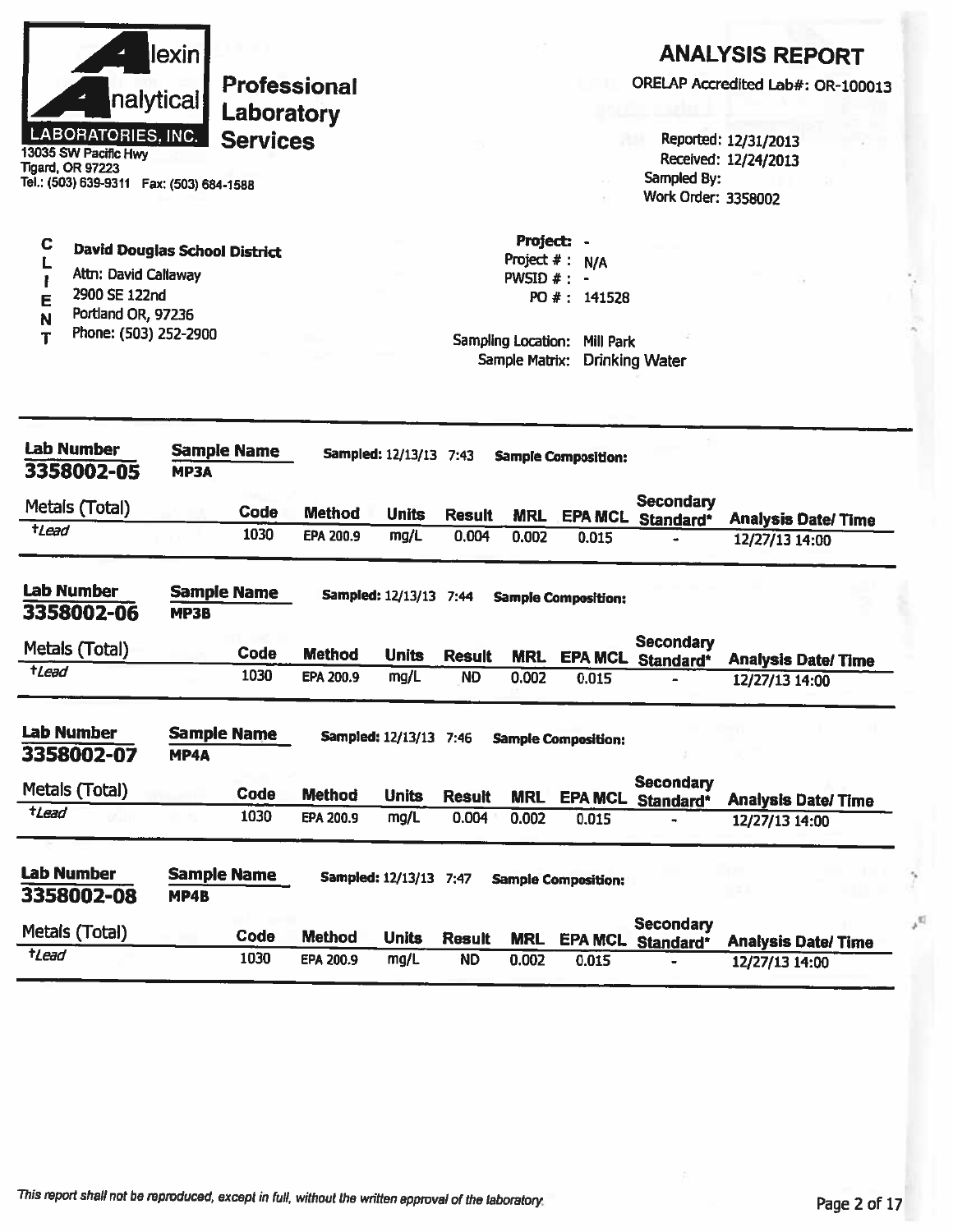**Alexin Analytical Laboratories, Inc.**

**Professional Laboratory Services**

13035 SW Pacific Hwy
Tigard, OR 97223
Tel.: (503) 639-9311 Fax: (503) 684-1588

# ANALYSIS REPORT

ORELAP Accredited Lab#: OR-100013

Reported: 12/31/2013
Received: 12/24/2013
Sampled By:
Work Order: 3358002

**CLIENT**

**David Douglas School District**
Attn: David Callaway
2900 SE 122nd
Portland OR, 97236
Phone: (503) 252-2900

**Project:** -
Project # : N/A
PWSID # : -
PO # : 141528

Sampling Location: Mill Park
Sample Matrix: Drinking Water

---

**Lab Number** 3358002-05 | **Sample Name** MP3A | **Sampled:** 12/13/13 7:43 | **Sample Composition:**

| Metals (Total) | Code | Method | Units | Result | MRL | EPA MCL | Secondary Standard* | Analysis Date/ Time |
|---|---|---|---|---|---|---|---|---|
| *†Lead* | 1030 | EPA 200.9 | mg/L | 0.004 | 0.002 | 0.015 | - | 12/27/13 14:00 |

**Lab Number** 3358002-06 | **Sample Name** MP3B | **Sampled:** 12/13/13 7:44 | **Sample Composition:**

| Metals (Total) | Code | Method | Units | Result | MRL | EPA MCL | Secondary Standard* | Analysis Date/ Time |
|---|---|---|---|---|---|---|---|---|
| *†Lead* | 1030 | EPA 200.9 | mg/L | ND | 0.002 | 0.015 | - | 12/27/13 14:00 |

**Lab Number** 3358002-07 | **Sample Name** MP4A | **Sampled:** 12/13/13 7:46 | **Sample Composition:**

| Metals (Total) | Code | Method | Units | Result | MRL | EPA MCL | Secondary Standard* | Analysis Date/ Time |
|---|---|---|---|---|---|---|---|---|
| *†Lead* | 1030 | EPA 200.9 | mg/L | 0.004 | 0.002 | 0.015 | - | 12/27/13 14:00 |

**Lab Number** 3358002-08 | **Sample Name** MP4B | **Sampled:** 12/13/13 7:47 | **Sample Composition:**

| Metals (Total) | Code | Method | Units | Result | MRL | EPA MCL | Secondary Standard* | Analysis Date/ Time |
|---|---|---|---|---|---|---|---|---|
| *†Lead* | 1030 | EPA 200.9 | mg/L | ND | 0.002 | 0.015 | - | 12/27/13 14:00 |

*This report shall not be reproduced, except in full, without the written approval of the laboratory.*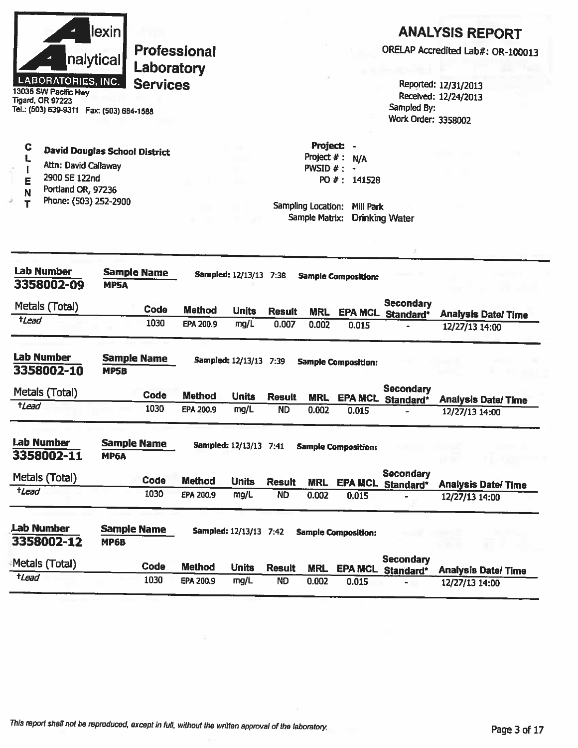**Alexin Analytical Laboratories, Inc.**
13035 SW Pacific Hwy
Tigard, OR 97223
Tel.: (503) 639-9311 Fax: (503) 684-1588

**Professional Laboratory Services**

# ANALYSIS REPORT

ORELAP Accredited Lab#: OR-100013

Reported: 12/31/2013
Received: 12/24/2013
Sampled By:
Work Order: 3358002

**CLIENT**

**David Douglas School District**
Attn: David Callaway
2900 SE 122nd
Portland OR, 97236
Phone: (503) 252-2900

**Project:** -
Project # : N/A
PWSID # : -
PO # : 141528

Sampling Location: Mill Park
Sample Matrix: Drinking Water

---

**Lab Number** 3358002-09 **Sample Name** MP5A **Sampled:** 12/13/13 7:38 **Sample Composition:**

| Metals (Total) | Code | Method | Units | Result | MRL | EPA MCL | Secondary Standard* | Analysis Date/ Time |
|---|---|---|---|---|---|---|---|---|
| †*Lead* | 1030 | EPA 200.9 | mg/L | 0.007 | 0.002 | 0.015 | - | 12/27/13 14:00 |

**Lab Number** 3358002-10 **Sample Name** MP5B **Sampled:** 12/13/13 7:39 **Sample Composition:**

| Metals (Total) | Code | Method | Units | Result | MRL | EPA MCL | Secondary Standard* | Analysis Date/ Time |
|---|---|---|---|---|---|---|---|---|
| †*Lead* | 1030 | EPA 200.9 | mg/L | ND | 0.002 | 0.015 | - | 12/27/13 14:00 |

**Lab Number** 3358002-11 **Sample Name** MP6A **Sampled:** 12/13/13 7:41 **Sample Composition:**

| Metals (Total) | Code | Method | Units | Result | MRL | EPA MCL | Secondary Standard* | Analysis Date/ Time |
|---|---|---|---|---|---|---|---|---|
| †*Lead* | 1030 | EPA 200.9 | mg/L | ND | 0.002 | 0.015 | - | 12/27/13 14:00 |

**Lab Number** 3358002-12 **Sample Name** MP6B **Sampled:** 12/13/13 7:42 **Sample Composition:**

| Metals (Total) | Code | Method | Units | Result | MRL | EPA MCL | Secondary Standard* | Analysis Date/ Time |
|---|---|---|---|---|---|---|---|---|
| †*Lead* | 1030 | EPA 200.9 | mg/L | ND | 0.002 | 0.015 | - | 12/27/13 14:00 |

*This report shall not be reproduced, except in full, without the written approval of the laboratory.*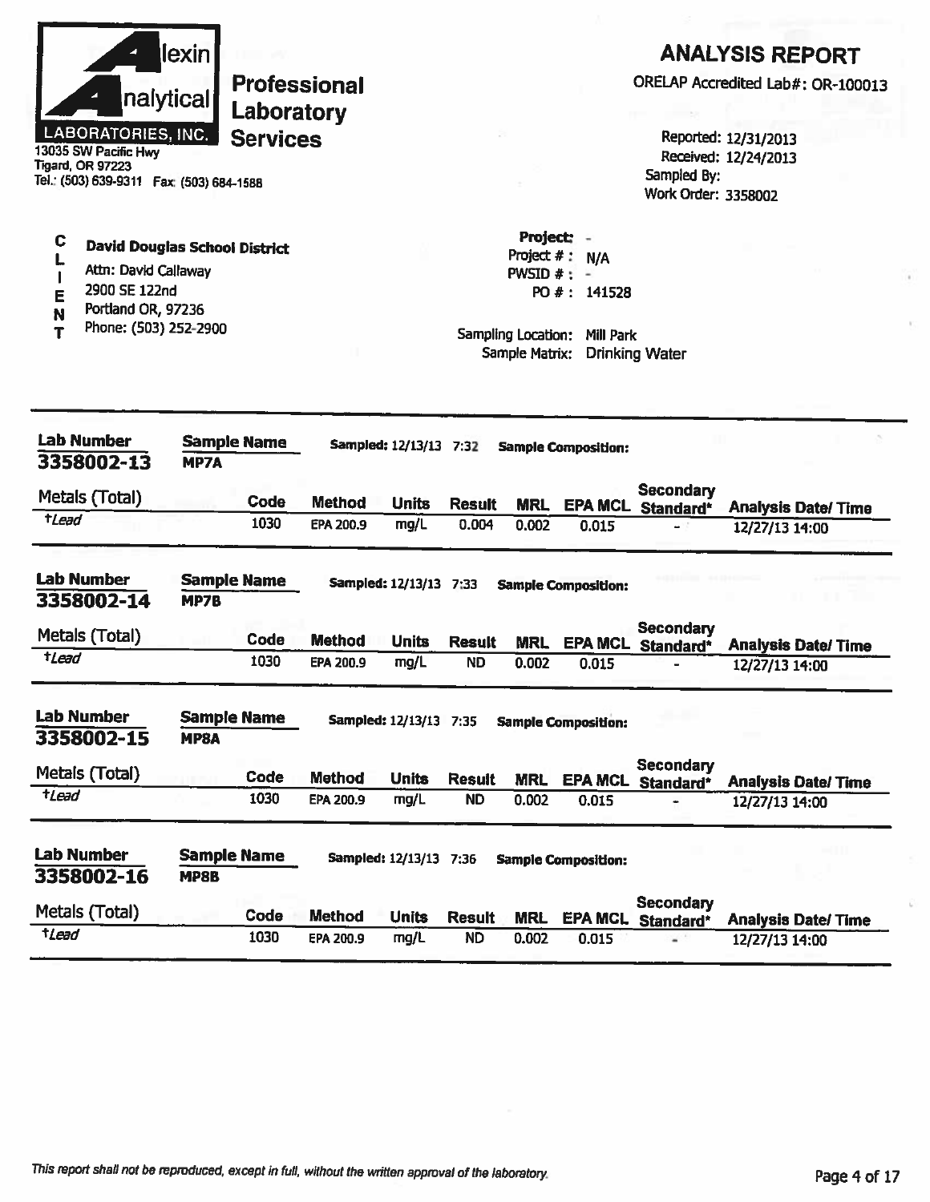# Alexin Analytical Laboratories, Inc.

**Professional Laboratory Services**

13035 SW Pacific Hwy
Tigard, OR 97223
Tel.: (503) 639-9311 Fax: (503) 684-1588

## ANALYSIS REPORT

ORELAP Accredited Lab#: OR-100013

Reported: 12/31/2013
Received: 12/24/2013
Sampled By:
Work Order: 3358002

**CLIENT**

**David Douglas School District**
Attn: David Callaway
2900 SE 122nd
Portland OR, 97236
Phone: (503) 252-2900

**Project:** -
Project # : N/A
PWSID # : -
PO # : 141528

Sampling Location: Mill Park
Sample Matrix: Drinking Water

---

**Lab Number** 3358002-13 | **Sample Name** MP7A | **Sampled:** 12/13/13 7:32 | **Sample Composition:**

| Metals (Total) | Code | Method | Units | Result | MRL | EPA MCL | Secondary Standard* | Analysis Date/ Time |
|---|---|---|---|---|---|---|---|---|
| †*Lead* | 1030 | EPA 200.9 | mg/L | 0.004 | 0.002 | 0.015 | - | 12/27/13 14:00 |

---

**Lab Number** 3358002-14 | **Sample Name** MP7B | **Sampled:** 12/13/13 7:33 | **Sample Composition:**

| Metals (Total) | Code | Method | Units | Result | MRL | EPA MCL | Secondary Standard* | Analysis Date/ Time |
|---|---|---|---|---|---|---|---|---|
| †*Lead* | 1030 | EPA 200.9 | mg/L | ND | 0.002 | 0.015 | - | 12/27/13 14:00 |

---

**Lab Number** 3358002-15 | **Sample Name** MP8A | **Sampled:** 12/13/13 7:35 | **Sample Composition:**

| Metals (Total) | Code | Method | Units | Result | MRL | EPA MCL | Secondary Standard* | Analysis Date/ Time |
|---|---|---|---|---|---|---|---|---|
| †*Lead* | 1030 | EPA 200.9 | mg/L | ND | 0.002 | 0.015 | - | 12/27/13 14:00 |

---

**Lab Number** 3358002-16 | **Sample Name** MP8B | **Sampled:** 12/13/13 7:36 | **Sample Composition:**

| Metals (Total) | Code | Method | Units | Result | MRL | EPA MCL | Secondary Standard* | Analysis Date/ Time |
|---|---|---|---|---|---|---|---|---|
| †*Lead* | 1030 | EPA 200.9 | mg/L | ND | 0.002 | 0.015 | - | 12/27/13 14:00 |

*This report shall not be reproduced, except in full, without the written approval of the laboratory.*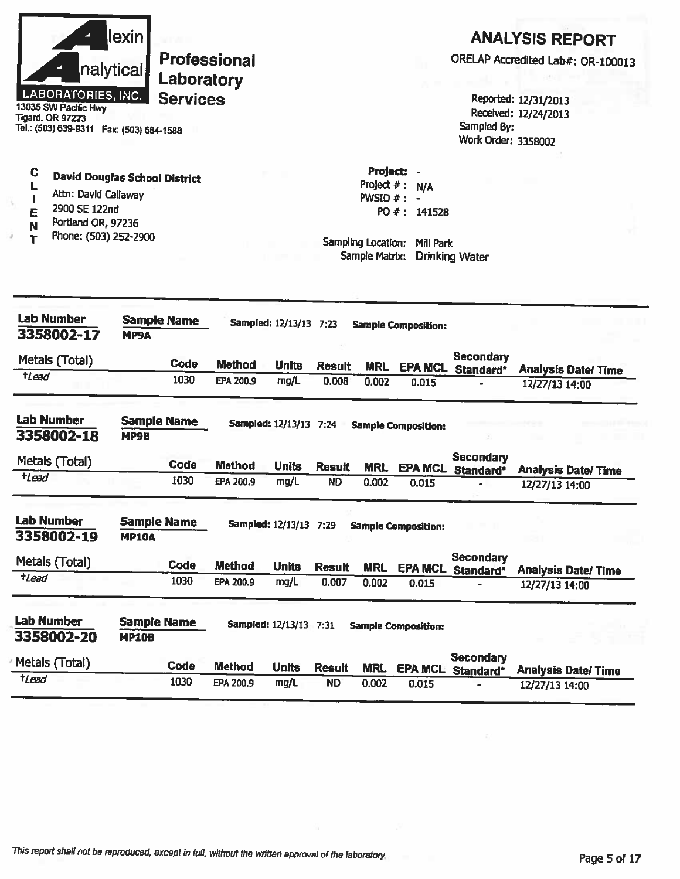Alexin Analytical LABORATORIES, INC.

13035 SW Pacific Hwy
Tigard, OR 97223
Tel.: (503) 639-9311 Fax: (503) 684-1588

**Professional Laboratory Services**

# ANALYSIS REPORT

ORELAP Accredited Lab#: OR-100013

Reported: 12/31/2013
Received: 12/24/2013
Sampled By:
Work Order: 3358002

**CLIENT**

**David Douglas School District**
Attn: David Callaway
2900 SE 122nd
Portland OR, 97236
Phone: (503) 252-2900

**Project:** -
Project # : N/A
PWSID # : -
PO # : 141528

Sampling Location: Mill Park
Sample Matrix: Drinking Water

---

**Lab Number** 3358002-17 | **Sample Name** MP9A | **Sampled:** 12/13/13 7:23 | **Sample Composition:**

| Metals (Total) | Code | Method | Units | Result | MRL | EPA MCL | Secondary Standard* | Analysis Date/ Time |
|---|---|---|---|---|---|---|---|---|
| †*Lead* | 1030 | EPA 200.9 | mg/L | 0.008 | 0.002 | 0.015 | - | 12/27/13 14:00 |

**Lab Number** 3358002-18 | **Sample Name** MP9B | **Sampled:** 12/13/13 7:24 | **Sample Composition:**

| Metals (Total) | Code | Method | Units | Result | MRL | EPA MCL | Secondary Standard* | Analysis Date/ Time |
|---|---|---|---|---|---|---|---|---|
| †*Lead* | 1030 | EPA 200.9 | mg/L | ND | 0.002 | 0.015 | - | 12/27/13 14:00 |

**Lab Number** 3358002-19 | **Sample Name** MP10A | **Sampled:** 12/13/13 7:29 | **Sample Composition:**

| Metals (Total) | Code | Method | Units | Result | MRL | EPA MCL | Secondary Standard* | Analysis Date/ Time |
|---|---|---|---|---|---|---|---|---|
| †*Lead* | 1030 | EPA 200.9 | mg/L | 0.007 | 0.002 | 0.015 | - | 12/27/13 14:00 |

**Lab Number** 3358002-20 | **Sample Name** MP10B | **Sampled:** 12/13/13 7:31 | **Sample Composition:**

| Metals (Total) | Code | Method | Units | Result | MRL | EPA MCL | Secondary Standard* | Analysis Date/ Time |
|---|---|---|---|---|---|---|---|---|
| †*Lead* | 1030 | EPA 200.9 | mg/L | ND | 0.002 | 0.015 | - | 12/27/13 14:00 |

*This report shall not be reproduced, except in full, without the written approval of the laboratory.*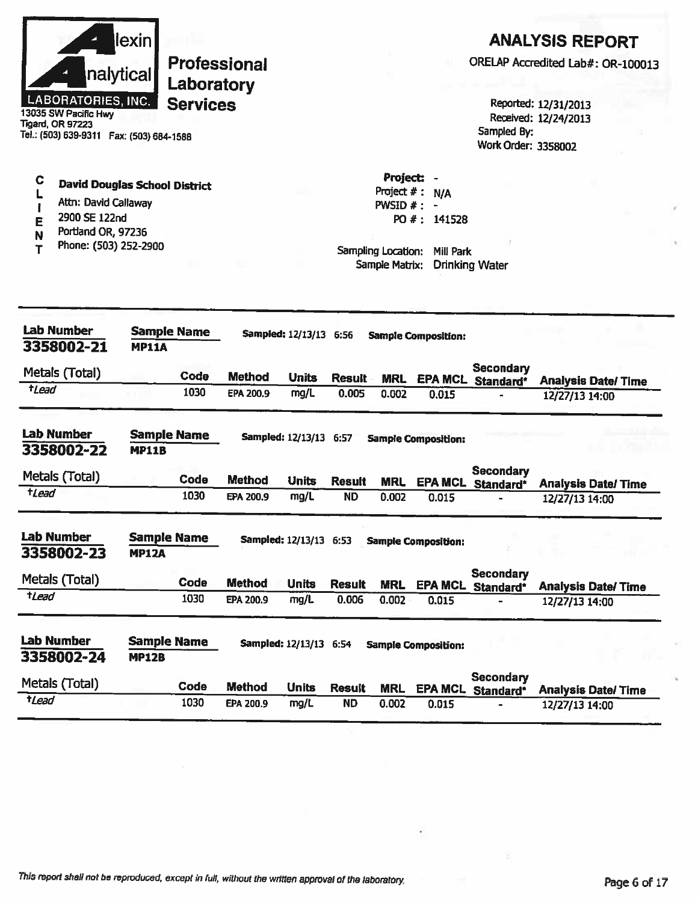Alexin Analytical Laboratories, Inc.
13035 SW Pacific Hwy
Tigard, OR 97223
Tel.: (503) 639-9311 Fax: (503) 684-1588

**Professional Laboratory Services**

# ANALYSIS REPORT

ORELAP Accredited Lab#: OR-100013

Reported: 12/31/2013
Received: 12/24/2013
Sampled By:
Work Order: 3358002

**CLIENT**

**David Douglas School District**
Attn: David Callaway
2900 SE 122nd
Portland OR, 97236
Phone: (503) 252-2900

**Project:** -
Project #: N/A
PWSID #: -
PO #: 141528

Sampling Location: Mill Park
Sample Matrix: Drinking Water

---

**Lab Number** 3358002-21 | **Sample Name** MP11A | **Sampled:** 12/13/13 6:56 | **Sample Composition:**

| Metals (Total) | Code | Method | Units | Result | MRL | EPA MCL | Secondary Standard* | Analysis Date/ Time |
|---|---|---|---|---|---|---|---|---|
| †*Lead* | 1030 | EPA 200.9 | mg/L | 0.005 | 0.002 | 0.015 | - | 12/27/13 14:00 |

**Lab Number** 3358002-22 | **Sample Name** MP11B | **Sampled:** 12/13/13 6:57 | **Sample Composition:**

| Metals (Total) | Code | Method | Units | Result | MRL | EPA MCL | Secondary Standard* | Analysis Date/ Time |
|---|---|---|---|---|---|---|---|---|
| †*Lead* | 1030 | EPA 200.9 | mg/L | ND | 0.002 | 0.015 | - | 12/27/13 14:00 |

**Lab Number** 3358002-23 | **Sample Name** MP12A | **Sampled:** 12/13/13 6:53 | **Sample Composition:**

| Metals (Total) | Code | Method | Units | Result | MRL | EPA MCL | Secondary Standard* | Analysis Date/ Time |
|---|---|---|---|---|---|---|---|---|
| †*Lead* | 1030 | EPA 200.9 | mg/L | 0.006 | 0.002 | 0.015 | - | 12/27/13 14:00 |

**Lab Number** 3358002-24 | **Sample Name** MP12B | **Sampled:** 12/13/13 6:54 | **Sample Composition:**

| Metals (Total) | Code | Method | Units | Result | MRL | EPA MCL | Secondary Standard* | Analysis Date/ Time |
|---|---|---|---|---|---|---|---|---|
| †*Lead* | 1030 | EPA 200.9 | mg/L | ND | 0.002 | 0.015 | - | 12/27/13 14:00 |

*This report shall not be reproduced, except in full, without the written approval of the laboratory.*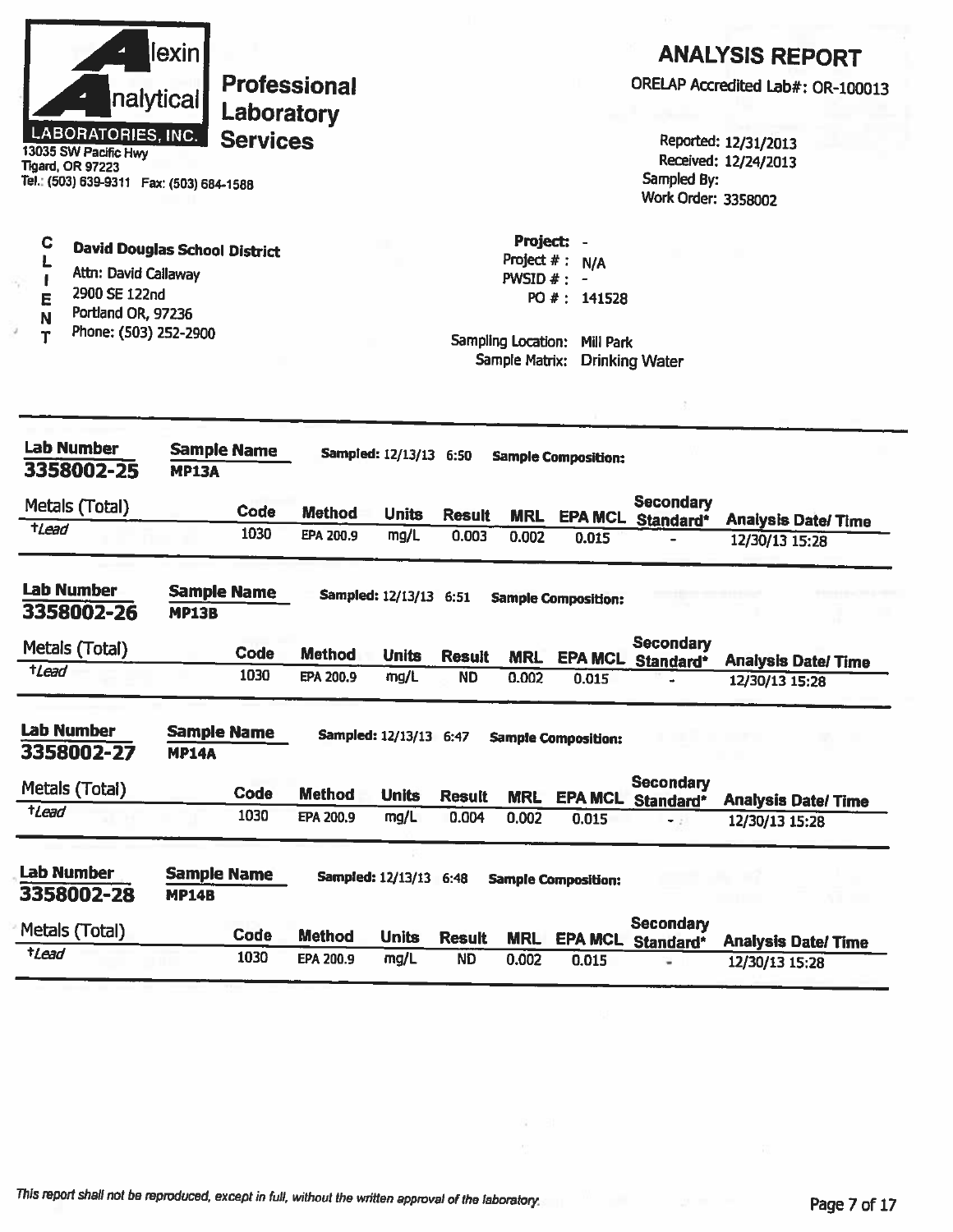**Alexin Analytical Laboratories, Inc.**
13035 SW Pacific Hwy
Tigard, OR 97223
Tel.: (503) 639-9311 Fax: (503) 684-1588

**Professional Laboratory Services**

# ANALYSIS REPORT

ORELAP Accredited Lab#: OR-100013

Reported: 12/31/2013
Received: 12/24/2013
Sampled By:
Work Order: 3358002

**CLIENT**

**David Douglas School District**
Attn: David Callaway
2900 SE 122nd
Portland OR, 97236
Phone: (503) 252-2900

**Project:** -
Project # : N/A
PWSID # : -
PO # : 141528

Sampling Location: Mill Park
Sample Matrix: Drinking Water

---

**Lab Number** 3358002-25 | **Sample Name** MP13A | **Sampled:** 12/13/13 6:50 | **Sample Composition:**

| Metals (Total) | Code | Method | Units | Result | MRL | EPA MCL | Secondary Standard* | Analysis Date/ Time |
|---|---|---|---|---|---|---|---|---|
| *†Lead* | 1030 | EPA 200.9 | mg/L | 0.003 | 0.002 | 0.015 | - | 12/30/13 15:28 |

**Lab Number** 3358002-26 | **Sample Name** MP13B | **Sampled:** 12/13/13 6:51 | **Sample Composition:**

| Metals (Total) | Code | Method | Units | Result | MRL | EPA MCL | Secondary Standard* | Analysis Date/ Time |
|---|---|---|---|---|---|---|---|---|
| *†Lead* | 1030 | EPA 200.9 | mg/L | ND | 0.002 | 0.015 | - | 12/30/13 15:28 |

**Lab Number** 3358002-27 | **Sample Name** MP14A | **Sampled:** 12/13/13 6:47 | **Sample Composition:**

| Metals (Total) | Code | Method | Units | Result | MRL | EPA MCL | Secondary Standard* | Analysis Date/ Time |
|---|---|---|---|---|---|---|---|---|
| *†Lead* | 1030 | EPA 200.9 | mg/L | 0.004 | 0.002 | 0.015 | - | 12/30/13 15:28 |

**Lab Number** 3358002-28 | **Sample Name** MP14B | **Sampled:** 12/13/13 6:48 | **Sample Composition:**

| Metals (Total) | Code | Method | Units | Result | MRL | EPA MCL | Secondary Standard* | Analysis Date/ Time |
|---|---|---|---|---|---|---|---|---|
| *†Lead* | 1030 | EPA 200.9 | mg/L | ND | 0.002 | 0.015 | - | 12/30/13 15:28 |

*This report shall not be reproduced, except in full, without the written approval of the laboratory.*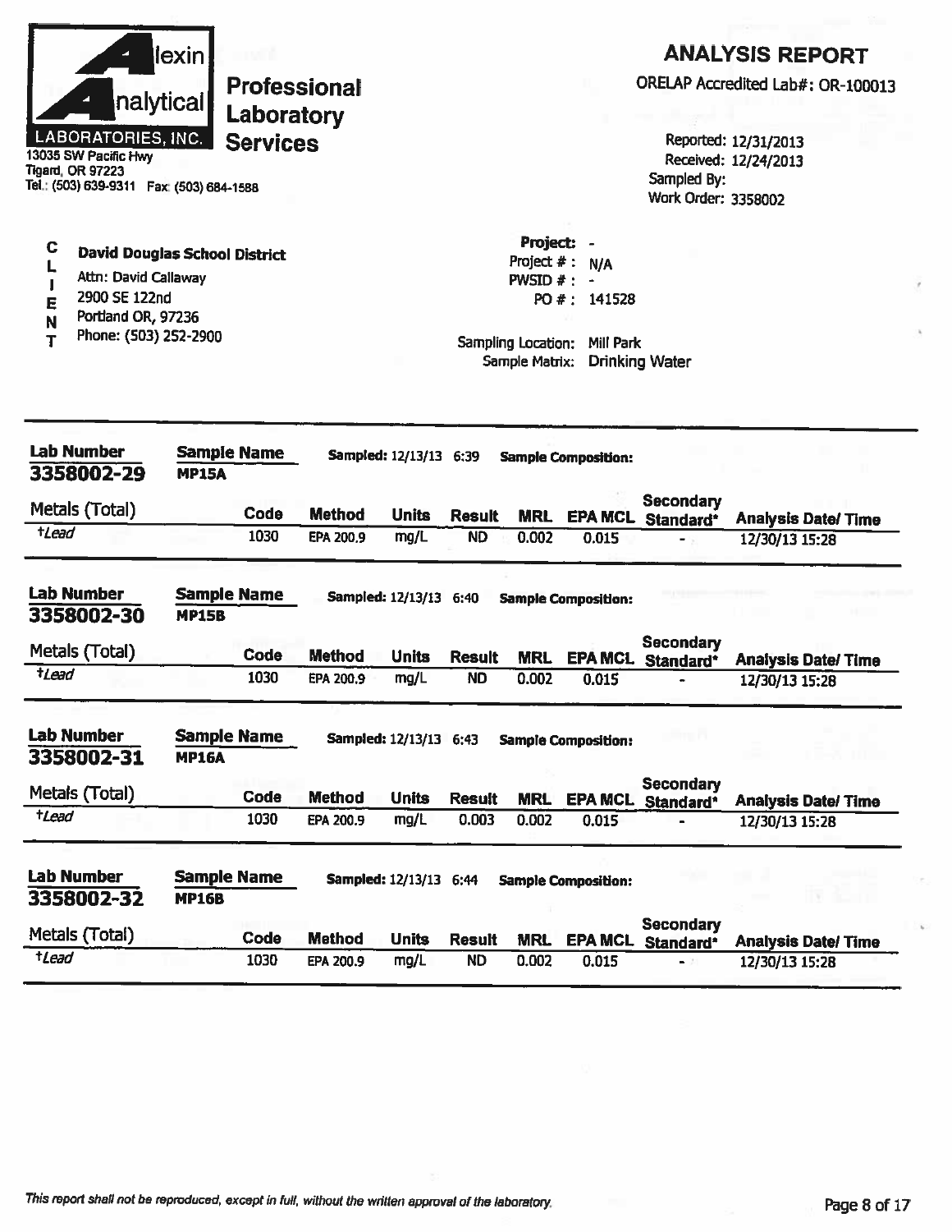Alexin Analytical Laboratories, Inc.

**Professional Laboratory Services**

13035 SW Pacific Hwy
Tigard, OR 97223
Tel.: (503) 639-9311 Fax: (503) 684-1588

# ANALYSIS REPORT

ORELAP Accredited Lab#: OR-100013

Reported: 12/31/2013
Received: 12/24/2013
Sampled By:
Work Order: 3358002

**CLIENT**

**David Douglas School District**
Attn: David Callaway
2900 SE 122nd
Portland OR, 97236
Phone: (503) 252-2900

**Project:** -
Project # : N/A
PWSID # : -
PO # : 141528

Sampling Location: Mill Park
Sample Matrix: Drinking Water

**Lab Number** 3358002-29 | **Sample Name** MP15A | **Sampled:** 12/13/13 6:39 | **Sample Composition:**

| Metals (Total) | Code | Method | Units | Result | MRL | EPA MCL | Secondary Standard* | Analysis Date/ Time |
|---|---|---|---|---|---|---|---|---|
| *†Lead* | 1030 | EPA 200.9 | mg/L | ND | 0.002 | 0.015 | - | 12/30/13 15:28 |

**Lab Number** 3358002-30 | **Sample Name** MP15B | **Sampled:** 12/13/13 6:40 | **Sample Composition:**

| Metals (Total) | Code | Method | Units | Result | MRL | EPA MCL | Secondary Standard* | Analysis Date/ Time |
|---|---|---|---|---|---|---|---|---|
| *†Lead* | 1030 | EPA 200.9 | mg/L | ND | 0.002 | 0.015 | - | 12/30/13 15:28 |

**Lab Number** 3358002-31 | **Sample Name** MP16A | **Sampled:** 12/13/13 6:43 | **Sample Composition:**

| Metals (Total) | Code | Method | Units | Result | MRL | EPA MCL | Secondary Standard* | Analysis Date/ Time |
|---|---|---|---|---|---|---|---|---|
| *†Lead* | 1030 | EPA 200.9 | mg/L | 0.003 | 0.002 | 0.015 | - | 12/30/13 15:28 |

**Lab Number** 3358002-32 | **Sample Name** MP16B | **Sampled:** 12/13/13 6:44 | **Sample Composition:**

| Metals (Total) | Code | Method | Units | Result | MRL | EPA MCL | Secondary Standard* | Analysis Date/ Time |
|---|---|---|---|---|---|---|---|---|
| *†Lead* | 1030 | EPA 200.9 | mg/L | ND | 0.002 | 0.015 | - | 12/30/13 15:28 |

*This report shall not be reproduced, except in full, without the written approval of the laboratory.*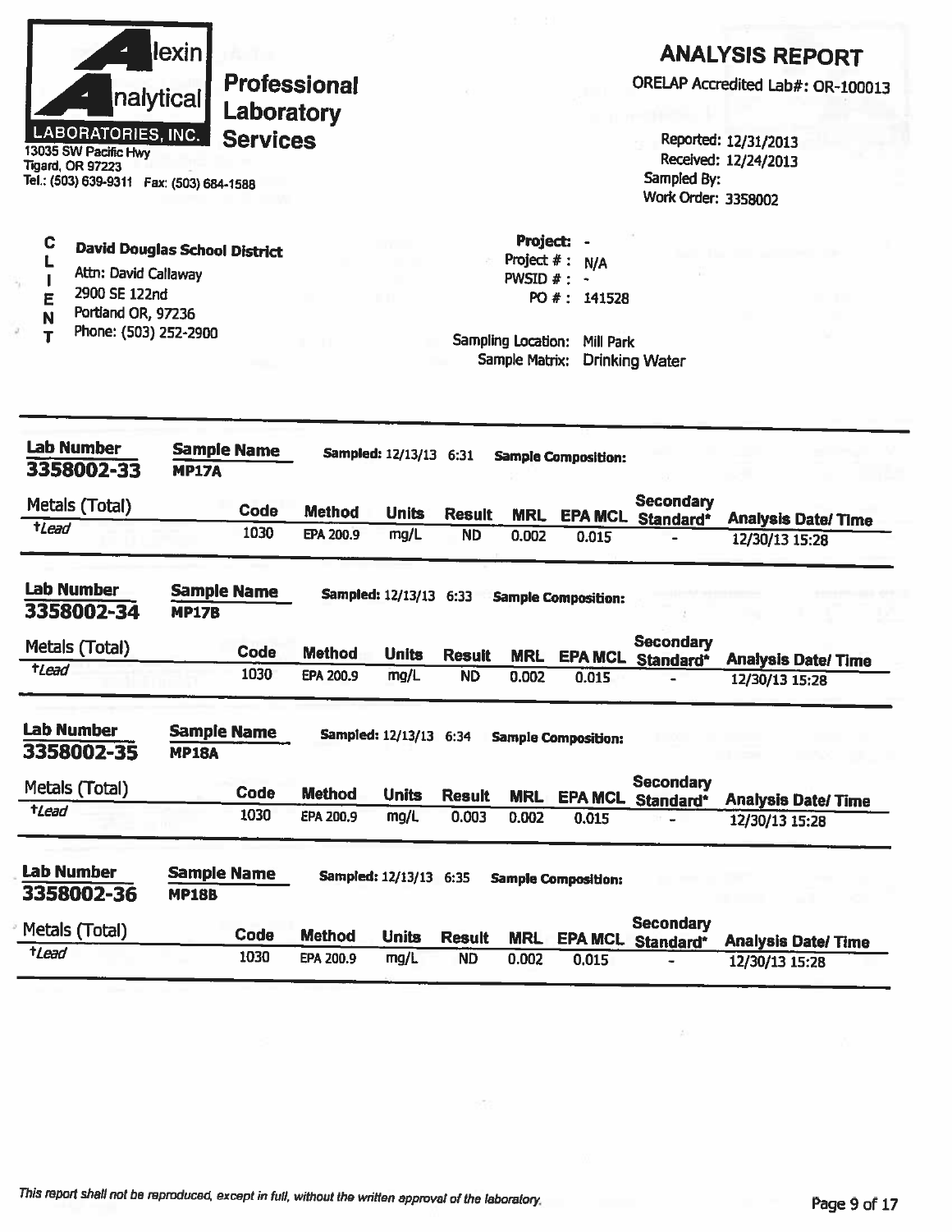**Alexin Analytical Laboratories, Inc.**
13035 SW Pacific Hwy
Tigard, OR 97223
Tel.: (503) 639-9311 Fax: (503) 684-1588

**Professional Laboratory Services**

## ANALYSIS REPORT

ORELAP Accredited Lab#: OR-100013

Reported: 12/31/2013
Received: 12/24/2013
Sampled By:
Work Order: 3358002

**CLIENT**

**David Douglas School District**
Attn: David Callaway
2900 SE 122nd
Portland OR, 97236
Phone: (503) 252-2900

**Project:** -
Project # : N/A
PWSID # : -
PO # : 141528

Sampling Location: Mill Park
Sample Matrix: Drinking Water

---

**Lab Number** 3358002-33 | **Sample Name** MP17A | **Sampled:** 12/13/13 6:31 | **Sample Composition:**

| Metals (Total) | Code | Method | Units | Result | MRL | EPA MCL | Secondary Standard* | Analysis Date/ Time |
|---|---|---|---|---|---|---|---|---|
| *†Lead* | 1030 | EPA 200.9 | mg/L | ND | 0.002 | 0.015 | - | 12/30/13 15:28 |

**Lab Number** 3358002-34 | **Sample Name** MP17B | **Sampled:** 12/13/13 6:33 | **Sample Composition:**

| Metals (Total) | Code | Method | Units | Result | MRL | EPA MCL | Secondary Standard* | Analysis Date/ Time |
|---|---|---|---|---|---|---|---|---|
| *†Lead* | 1030 | EPA 200.9 | mg/L | ND | 0.002 | 0.015 | - | 12/30/13 15:28 |

**Lab Number** 3358002-35 | **Sample Name** MP18A | **Sampled:** 12/13/13 6:34 | **Sample Composition:**

| Metals (Total) | Code | Method | Units | Result | MRL | EPA MCL | Secondary Standard* | Analysis Date/ Time |
|---|---|---|---|---|---|---|---|---|
| *†Lead* | 1030 | EPA 200.9 | mg/L | 0.003 | 0.002 | 0.015 | - | 12/30/13 15:28 |

**Lab Number** 3358002-36 | **Sample Name** MP18B | **Sampled:** 12/13/13 6:35 | **Sample Composition:**

| Metals (Total) | Code | Method | Units | Result | MRL | EPA MCL | Secondary Standard* | Analysis Date/ Time |
|---|---|---|---|---|---|---|---|---|
| *†Lead* | 1030 | EPA 200.9 | mg/L | ND | 0.002 | 0.015 | - | 12/30/13 15:28 |

*This report shall not be reproduced, except in full, without the written approval of the laboratory.*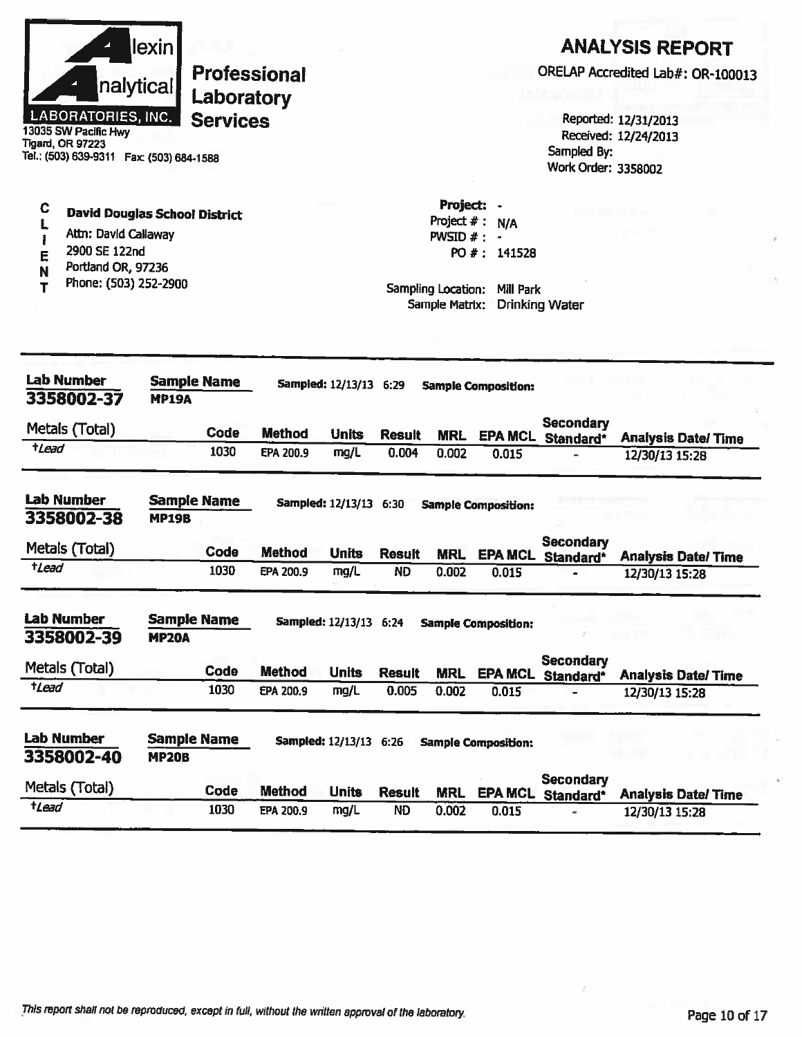**Alexin Analytical Laboratories, Inc.**
13035 SW Pacific Hwy
Tigard, OR 97223
Tel.: (503) 639-9311 Fax: (503) 684-1588

**Professional Laboratory Services**

# ANALYSIS REPORT

ORELAP Accredited Lab#: OR-100013

Reported: 12/31/2013
Received: 12/24/2013
Sampled By:
Work Order: 3358002

**CLIENT**

**David Douglas School District**
Attn: David Callaway
2900 SE 122nd
Portland OR, 97236
Phone: (503) 252-2900

**Project:** -
Project # : N/A
PWSID # : -
PO # : 141528

Sampling Location: Mill Park
Sample Matrix: Drinking Water

---

**Lab Number** 3358002-37 **Sample Name** MP19A **Sampled:** 12/13/13 6:29 **Sample Composition:**

| Metals (Total) | Code | Method | Units | Result | MRL | EPA MCL | Secondary Standard* | Analysis Date/ Time |
|---|---|---|---|---|---|---|---|---|
| †*Lead* | 1030 | EPA 200.9 | mg/L | 0.004 | 0.002 | 0.015 | - | 12/30/13 15:28 |

**Lab Number** 3358002-38 **Sample Name** MP19B **Sampled:** 12/13/13 6:30 **Sample Composition:**

| Metals (Total) | Code | Method | Units | Result | MRL | EPA MCL | Secondary Standard* | Analysis Date/ Time |
|---|---|---|---|---|---|---|---|---|
| †*Lead* | 1030 | EPA 200.9 | mg/L | ND | 0.002 | 0.015 | - | 12/30/13 15:28 |

**Lab Number** 3358002-39 **Sample Name** MP20A **Sampled:** 12/13/13 6:24 **Sample Composition:**

| Metals (Total) | Code | Method | Units | Result | MRL | EPA MCL | Secondary Standard* | Analysis Date/ Time |
|---|---|---|---|---|---|---|---|---|
| †*Lead* | 1030 | EPA 200.9 | mg/L | 0.005 | 0.002 | 0.015 | - | 12/30/13 15:28 |

**Lab Number** 3358002-40 **Sample Name** MP20B **Sampled:** 12/13/13 6:26 **Sample Composition:**

| Metals (Total) | Code | Method | Units | Result | MRL | EPA MCL | Secondary Standard* | Analysis Date/ Time |
|---|---|---|---|---|---|---|---|---|
| †*Lead* | 1030 | EPA 200.9 | mg/L | ND | 0.002 | 0.015 | - | 12/30/13 15:28 |

*This report shall not be reproduced, except in full, without the written approval of the laboratory.*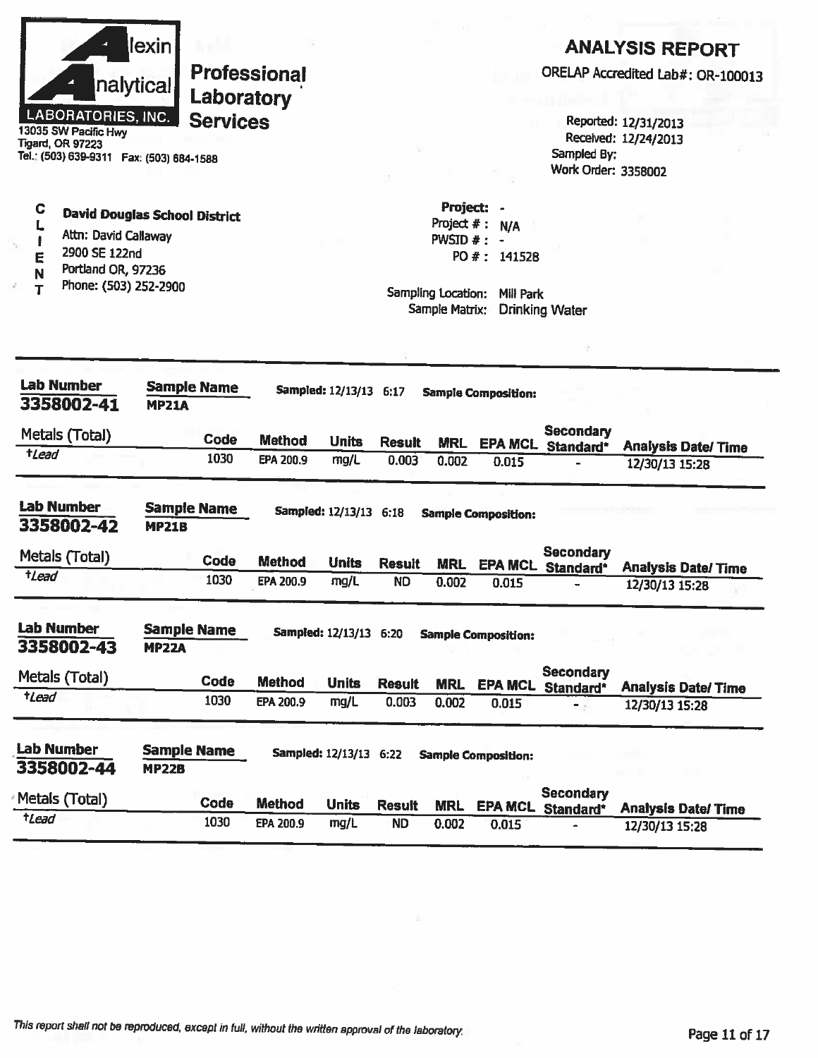**Alexin Analytical LABORATORIES, INC.**
13035 SW Pacific Hwy
Tigard, OR 97223
Tel.: (503) 639-9311 Fax: (503) 684-1588

**Professional Laboratory Services**

# ANALYSIS REPORT

ORELAP Accredited Lab#: OR-100013

Reported: 12/31/2013
Received: 12/24/2013
Sampled By:
Work Order: 3358002

CLIENT

**David Douglas School District**
Attn: David Callaway
2900 SE 122nd
Portland OR, 97236
Phone: (503) 252-2900

Project: -
Project # : N/A
PWSID # : -
PO # : 141528

Sampling Location: Mill Park
Sample Matrix: Drinking Water

---

**Lab Number** 3358002-41 | **Sample Name** MP21A | **Sampled:** 12/13/13 6:17 | **Sample Composition:**

| Metals (Total) | Code | Method | Units | Result | MRL | EPA MCL | Secondary Standard* | Analysis Date/ Time |
|---|---|---|---|---|---|---|---|---|
| †*Lead* | 1030 | EPA 200.9 | mg/L | 0.003 | 0.002 | 0.015 | - | 12/30/13 15:28 |

**Lab Number** 3358002-42 | **Sample Name** MP21B | **Sampled:** 12/13/13 6:18 | **Sample Composition:**

| Metals (Total) | Code | Method | Units | Result | MRL | EPA MCL | Secondary Standard* | Analysis Date/ Time |
|---|---|---|---|---|---|---|---|---|
| †*Lead* | 1030 | EPA 200.9 | mg/L | ND | 0.002 | 0.015 | - | 12/30/13 15:28 |

**Lab Number** 3358002-43 | **Sample Name** MP22A | **Sampled:** 12/13/13 6:20 | **Sample Composition:**

| Metals (Total) | Code | Method | Units | Result | MRL | EPA MCL | Secondary Standard* | Analysis Date/ Time |
|---|---|---|---|---|---|---|---|---|
| †*Lead* | 1030 | EPA 200.9 | mg/L | 0.003 | 0.002 | 0.015 | - | 12/30/13 15:28 |

**Lab Number** 3358002-44 | **Sample Name** MP22B | **Sampled:** 12/13/13 6:22 | **Sample Composition:**

| Metals (Total) | Code | Method | Units | Result | MRL | EPA MCL | Secondary Standard* | Analysis Date/ Time |
|---|---|---|---|---|---|---|---|---|
| †*Lead* | 1030 | EPA 200.9 | mg/L | ND | 0.002 | 0.015 | - | 12/30/13 15:28 |

*This report shall not be reproduced, except in full, without the written approval of the laboratory.*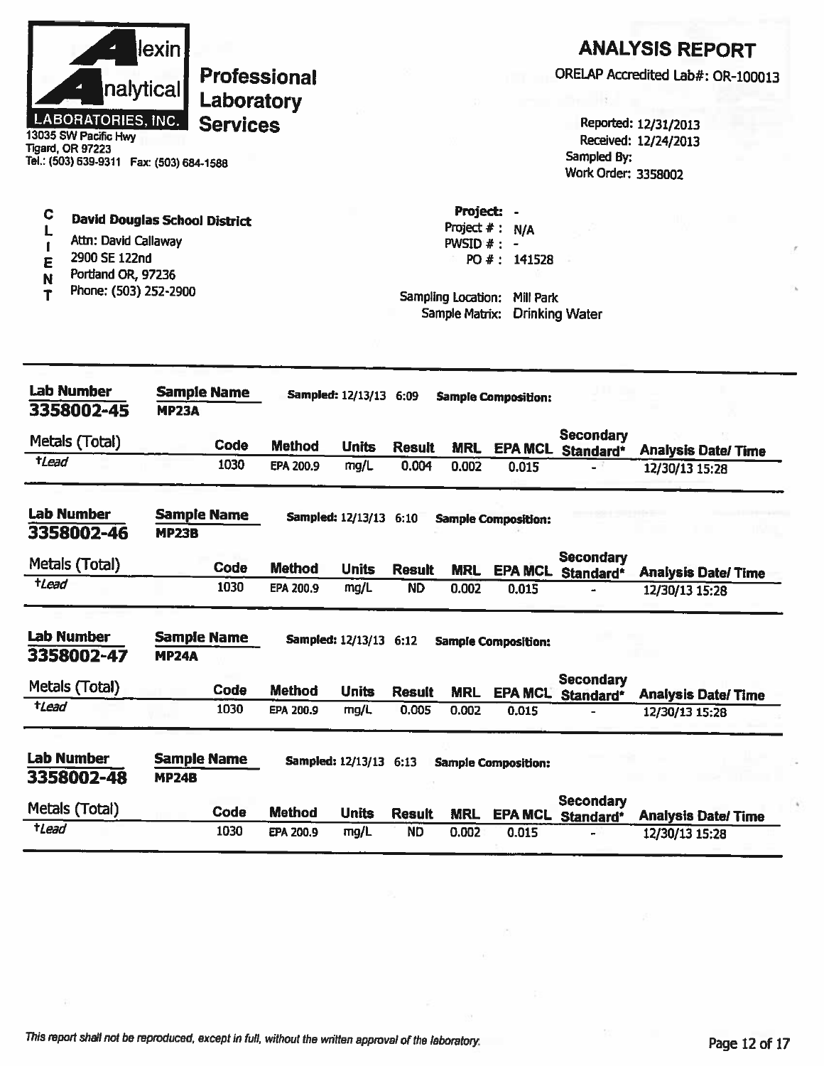**Alexin Analytical Laboratories, Inc.**

13035 SW Pacific Hwy
Tigard, OR 97223
Tel.: (503) 639-9311 Fax: (503) 684-1588

**Professional Laboratory Services**

# ANALYSIS REPORT

ORELAP Accredited Lab#: OR-100013

Reported: 12/31/2013
Received: 12/24/2013
Sampled By:
Work Order: 3358002

**CLIENT**

**David Douglas School District**
Attn: David Callaway
2900 SE 122nd
Portland OR, 97236
Phone: (503) 252-2900

Project: -
Project # : N/A
PWSID # : -
PO # : 141528

Sampling Location: Mill Park
Sample Matrix: Drinking Water

---

**Lab Number** 3358002-45 | **Sample Name** MP23A | **Sampled:** 12/13/13 6:09 | **Sample Composition:**

| Metals (Total) | Code | Method | Units | Result | MRL | EPA MCL | Secondary Standard* | Analysis Date/ Time |
|---|---|---|---|---|---|---|---|---|
| †Lead | 1030 | EPA 200.9 | mg/L | 0.004 | 0.002 | 0.015 | - | 12/30/13 15:28 |

**Lab Number** 3358002-46 | **Sample Name** MP23B | **Sampled:** 12/13/13 6:10 | **Sample Composition:**

| Metals (Total) | Code | Method | Units | Result | MRL | EPA MCL | Secondary Standard* | Analysis Date/ Time |
|---|---|---|---|---|---|---|---|---|
| †Lead | 1030 | EPA 200.9 | mg/L | ND | 0.002 | 0.015 | - | 12/30/13 15:28 |

**Lab Number** 3358002-47 | **Sample Name** MP24A | **Sampled:** 12/13/13 6:12 | **Sample Composition:**

| Metals (Total) | Code | Method | Units | Result | MRL | EPA MCL | Secondary Standard* | Analysis Date/ Time |
|---|---|---|---|---|---|---|---|---|
| †Lead | 1030 | EPA 200.9 | mg/L | 0.005 | 0.002 | 0.015 | - | 12/30/13 15:28 |

**Lab Number** 3358002-48 | **Sample Name** MP24B | **Sampled:** 12/13/13 6:13 | **Sample Composition:**

| Metals (Total) | Code | Method | Units | Result | MRL | EPA MCL | Secondary Standard* | Analysis Date/ Time |
|---|---|---|---|---|---|---|---|---|
| †Lead | 1030 | EPA 200.9 | mg/L | ND | 0.002 | 0.015 | - | 12/30/13 15:28 |

*This report shall not be reproduced, except in full, without the written approval of the laboratory.*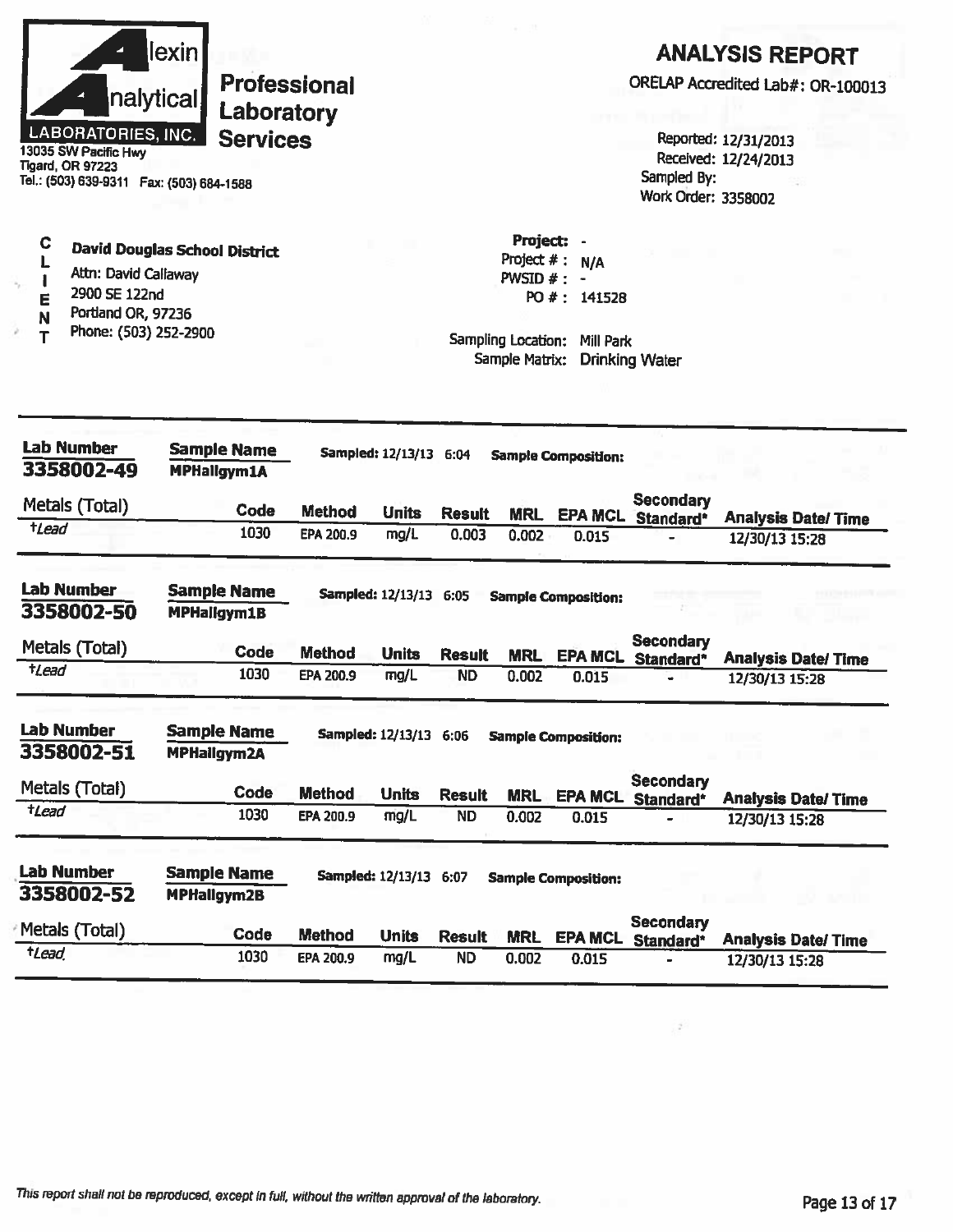**Alexin Analytical Laboratories, Inc.**

**Professional Laboratory Services**

13035 SW Pacific Hwy
Tigard, OR 97223
Tel.: (503) 639-9311 Fax: (503) 684-1588

# ANALYSIS REPORT

ORELAP Accredited Lab#: OR-100013

Reported: 12/31/2013
Received: 12/24/2013
Sampled By:
Work Order: 3358002

**CLIENT**

**David Douglas School District**
Attn: David Callaway
2900 SE 122nd
Portland OR, 97236
Phone: (503) 252-2900

**Project:** -
Project # : N/A
PWSID # : -
PO # : 141528

Sampling Location: Mill Park
Sample Matrix: Drinking Water

---

**Lab Number** 3358002-49 | **Sample Name** MPHallgym1A | **Sampled:** 12/13/13 6:04 | **Sample Composition:**

| Metals (Total) | Code | Method | Units | Result | MRL | EPA MCL | Secondary Standard* | Analysis Date/ Time |
|---|---|---|---|---|---|---|---|---|
| †*Lead* | 1030 | EPA 200.9 | mg/L | 0.003 | 0.002 | 0.015 | - | 12/30/13 15:28 |

**Lab Number** 3358002-50 | **Sample Name** MPHallgym1B | **Sampled:** 12/13/13 6:05 | **Sample Composition:**

| Metals (Total) | Code | Method | Units | Result | MRL | EPA MCL | Secondary Standard* | Analysis Date/ Time |
|---|---|---|---|---|---|---|---|---|
| †*Lead* | 1030 | EPA 200.9 | mg/L | ND | 0.002 | 0.015 | - | 12/30/13 15:28 |

**Lab Number** 3358002-51 | **Sample Name** MPHallgym2A | **Sampled:** 12/13/13 6:06 | **Sample Composition:**

| Metals (Total) | Code | Method | Units | Result | MRL | EPA MCL | Secondary Standard* | Analysis Date/ Time |
|---|---|---|---|---|---|---|---|---|
| †*Lead* | 1030 | EPA 200.9 | mg/L | ND | 0.002 | 0.015 | - | 12/30/13 15:28 |

**Lab Number** 3358002-52 | **Sample Name** MPHallgym2B | **Sampled:** 12/13/13 6:07 | **Sample Composition:**

| Metals (Total) | Code | Method | Units | Result | MRL | EPA MCL | Secondary Standard* | Analysis Date/ Time |
|---|---|---|---|---|---|---|---|---|
| †*Lead* | 1030 | EPA 200.9 | mg/L | ND | 0.002 | 0.015 | - | 12/30/13 15:28 |

*This report shall not be reproduced, except in full, without the written approval of the laboratory.*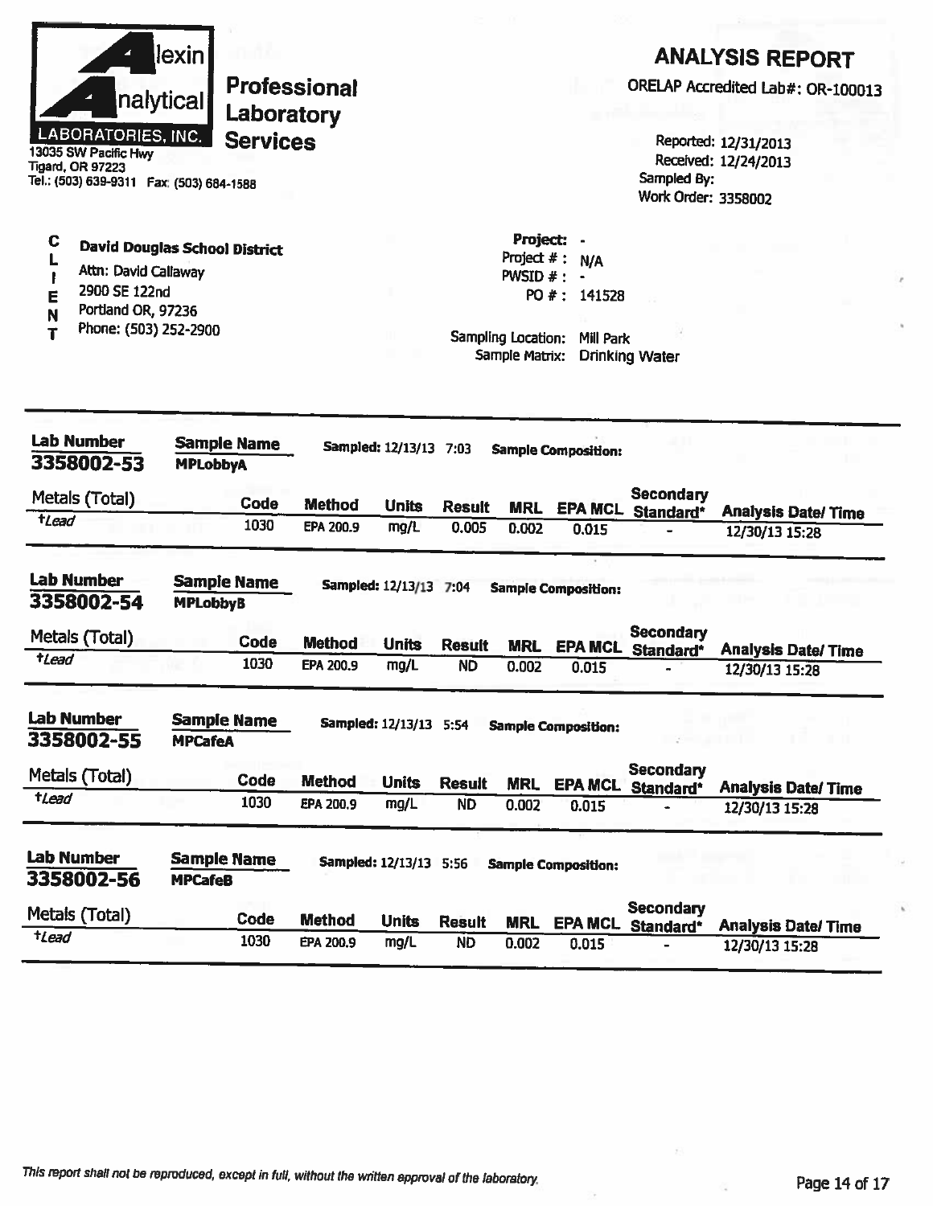Alexin Analytical Laboratories, Inc.

**Professional Laboratory Services**

13035 SW Pacific Hwy
Tigard, OR 97223
Tel.: (503) 639-9311 Fax: (503) 684-1588

## ANALYSIS REPORT

ORELAP Accredited Lab#: OR-100013

Reported: 12/31/2013
Received: 12/24/2013
Sampled By:
Work Order: 3358002

**CLIENT**

**David Douglas School District**
Attn: David Callaway
2900 SE 122nd
Portland OR, 97236
Phone: (503) 252-2900

Project: -
Project # : N/A
PWSID # : -
PO # : 141528

Sampling Location: Mill Park
Sample Matrix: Drinking Water

---

**Lab Number** 3358002-53 | **Sample Name** MPLobbyA | **Sampled:** 12/13/13 7:03 | **Sample Composition:**

| Metals (Total) | Code | Method | Units | Result | MRL | EPA MCL | Secondary Standard* | Analysis Date/ Time |
|---|---|---|---|---|---|---|---|---|
| †*Lead* | 1030 | EPA 200.9 | mg/L | 0.005 | 0.002 | 0.015 | - | 12/30/13 15:28 |

**Lab Number** 3358002-54 | **Sample Name** MPLobbyB | **Sampled:** 12/13/13 7:04 | **Sample Composition:**

| Metals (Total) | Code | Method | Units | Result | MRL | EPA MCL | Secondary Standard* | Analysis Date/ Time |
|---|---|---|---|---|---|---|---|---|
| †*Lead* | 1030 | EPA 200.9 | mg/L | ND | 0.002 | 0.015 | - | 12/30/13 15:28 |

**Lab Number** 3358002-55 | **Sample Name** MPCafeA | **Sampled:** 12/13/13 5:54 | **Sample Composition:**

| Metals (Total) | Code | Method | Units | Result | MRL | EPA MCL | Secondary Standard* | Analysis Date/ Time |
|---|---|---|---|---|---|---|---|---|
| †*Lead* | 1030 | EPA 200.9 | mg/L | ND | 0.002 | 0.015 | - | 12/30/13 15:28 |

**Lab Number** 3358002-56 | **Sample Name** MPCafeB | **Sampled:** 12/13/13 5:56 | **Sample Composition:**

| Metals (Total) | Code | Method | Units | Result | MRL | EPA MCL | Secondary Standard* | Analysis Date/ Time |
|---|---|---|---|---|---|---|---|---|
| †*Lead* | 1030 | EPA 200.9 | mg/L | ND | 0.002 | 0.015 | - | 12/30/13 15:28 |

*This report shall not be reproduced, except in full, without the written approval of the laboratory.*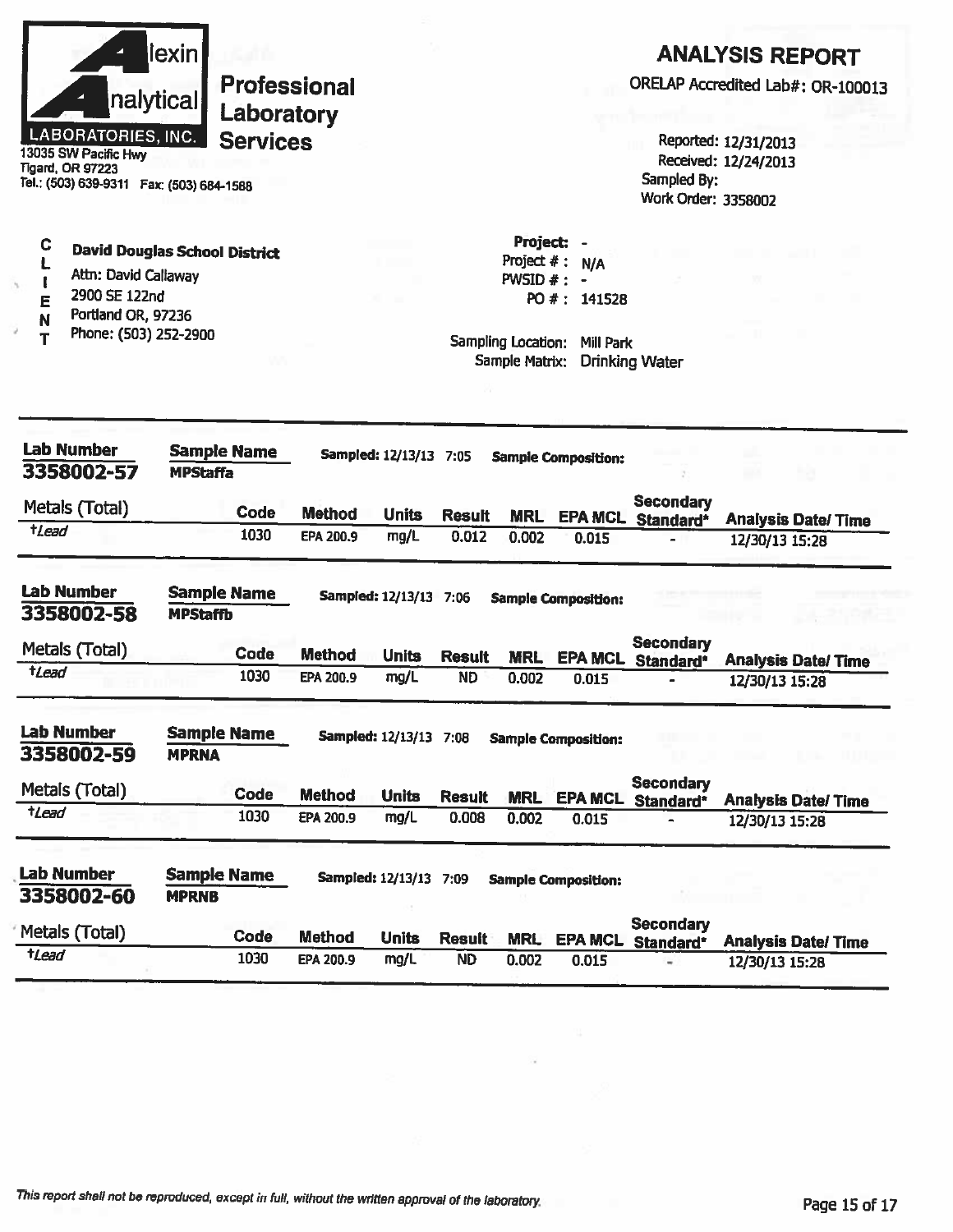**Alexin Analytical Laboratories, Inc.**

**Professional Laboratory Services**

13035 SW Pacific Hwy
Tigard, OR 97223
Tel.: (503) 639-9311 Fax: (503) 684-1588

## ANALYSIS REPORT

ORELAP Accredited Lab#: OR-100013

Reported: 12/31/2013
Received: 12/24/2013
Sampled By:
Work Order: 3358002

**CLIENT**

**David Douglas School District**
Attn: David Callaway
2900 SE 122nd
Portland OR, 97236
Phone: (503) 252-2900

Project: -
Project # : N/A
PWSID # : -
PO # : 141528

Sampling Location: Mill Park
Sample Matrix: Drinking Water

---

**Lab Number** 3358002-57 **Sample Name** MPStaffa **Sampled:** 12/13/13 7:05 **Sample Composition:**

| Metals (Total) | Code | Method | Units | Result | MRL | EPA MCL | Secondary Standard* | Analysis Date/ Time |
|---|---|---|---|---|---|---|---|---|
| †*Lead* | 1030 | EPA 200.9 | mg/L | 0.012 | 0.002 | 0.015 | - | 12/30/13 15:28 |

**Lab Number** 3358002-58 **Sample Name** MPStaffb **Sampled:** 12/13/13 7:06 **Sample Composition:**

| Metals (Total) | Code | Method | Units | Result | MRL | EPA MCL | Secondary Standard* | Analysis Date/ Time |
|---|---|---|---|---|---|---|---|---|
| †*Lead* | 1030 | EPA 200.9 | mg/L | ND | 0.002 | 0.015 | - | 12/30/13 15:28 |

**Lab Number** 3358002-59 **Sample Name** MPRNA **Sampled:** 12/13/13 7:08 **Sample Composition:**

| Metals (Total) | Code | Method | Units | Result | MRL | EPA MCL | Secondary Standard* | Analysis Date/ Time |
|---|---|---|---|---|---|---|---|---|
| †*Lead* | 1030 | EPA 200.9 | mg/L | 0.008 | 0.002 | 0.015 | - | 12/30/13 15:28 |

**Lab Number** 3358002-60 **Sample Name** MPRNB **Sampled:** 12/13/13 7:09 **Sample Composition:**

| Metals (Total) | Code | Method | Units | Result | MRL | EPA MCL | Secondary Standard* | Analysis Date/ Time |
|---|---|---|---|---|---|---|---|---|
| †*Lead* | 1030 | EPA 200.9 | mg/L | ND | 0.002 | 0.015 | - | 12/30/13 15:28 |

*This report shall not be reproduced, except in full, without the written approval of the laboratory.*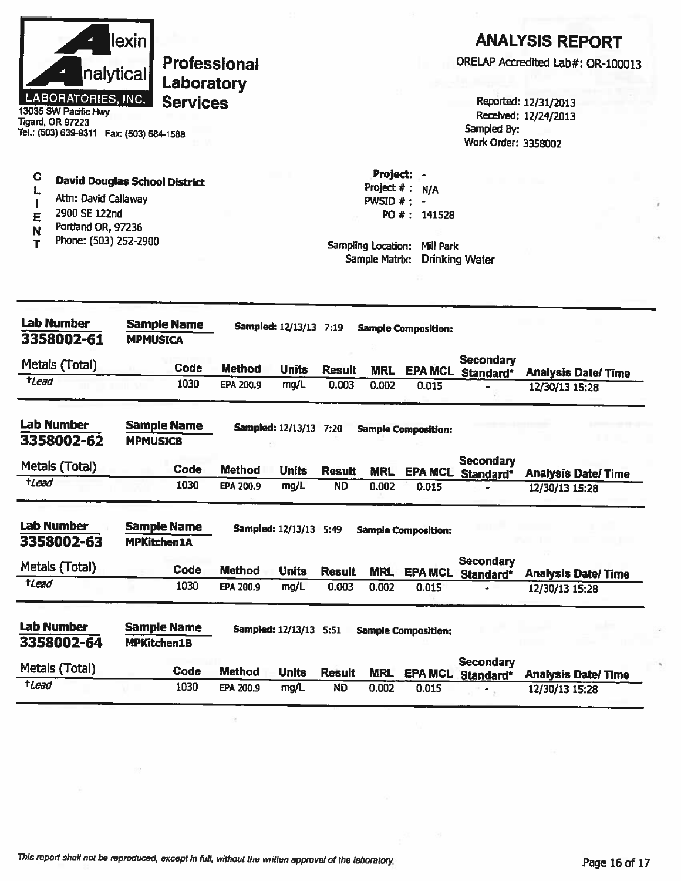**Alexin Analytical LABORATORIES, INC.**
13035 SW Pacific Hwy
Tigard, OR 97223
Tel.: (503) 639-9311 Fax: (503) 684-1588

**Professional Laboratory Services**

# ANALYSIS REPORT

ORELAP Accredited Lab#: OR-100013

Reported: 12/31/2013
Received: 12/24/2013
Sampled By:
Work Order: 3358002

**CLIENT**

**David Douglas School District**
Attn: David Callaway
2900 SE 122nd
Portland OR, 97236
Phone: (503) 252-2900

**Project:** -
Project # : N/A
PWSID # : -
PO # : 141528

Sampling Location: Mill Park
Sample Matrix: Drinking Water

---

**Lab Number** 3358002-61 | **Sample Name** MPMUSICA | **Sampled:** 12/13/13 7:19 | **Sample Composition:**

| Metals (Total) | Code | Method | Units | Result | MRL | EPA MCL | Secondary Standard* | Analysis Date/ Time |
|---|---|---|---|---|---|---|---|---|
| †Lead | 1030 | EPA 200.9 | mg/L | 0.003 | 0.002 | 0.015 | - | 12/30/13 15:28 |

**Lab Number** 3358002-62 | **Sample Name** MPMUSICB | **Sampled:** 12/13/13 7:20 | **Sample Composition:**

| Metals (Total) | Code | Method | Units | Result | MRL | EPA MCL | Secondary Standard* | Analysis Date/ Time |
|---|---|---|---|---|---|---|---|---|
| †Lead | 1030 | EPA 200.9 | mg/L | ND | 0.002 | 0.015 | - | 12/30/13 15:28 |

**Lab Number** 3358002-63 | **Sample Name** MPKitchen1A | **Sampled:** 12/13/13 5:49 | **Sample Composition:**

| Metals (Total) | Code | Method | Units | Result | MRL | EPA MCL | Secondary Standard* | Analysis Date/ Time |
|---|---|---|---|---|---|---|---|---|
| †Lead | 1030 | EPA 200.9 | mg/L | 0.003 | 0.002 | 0.015 | - | 12/30/13 15:28 |

**Lab Number** 3358002-64 | **Sample Name** MPKitchen1B | **Sampled:** 12/13/13 5:51 | **Sample Composition:**

| Metals (Total) | Code | Method | Units | Result | MRL | EPA MCL | Secondary Standard* | Analysis Date/ Time |
|---|---|---|---|---|---|---|---|---|
| †Lead | 1030 | EPA 200.9 | mg/L | ND | 0.002 | 0.015 | - | 12/30/13 15:28 |

*This report shall not be reproduced, except in full, without the written approval of the laboratory.*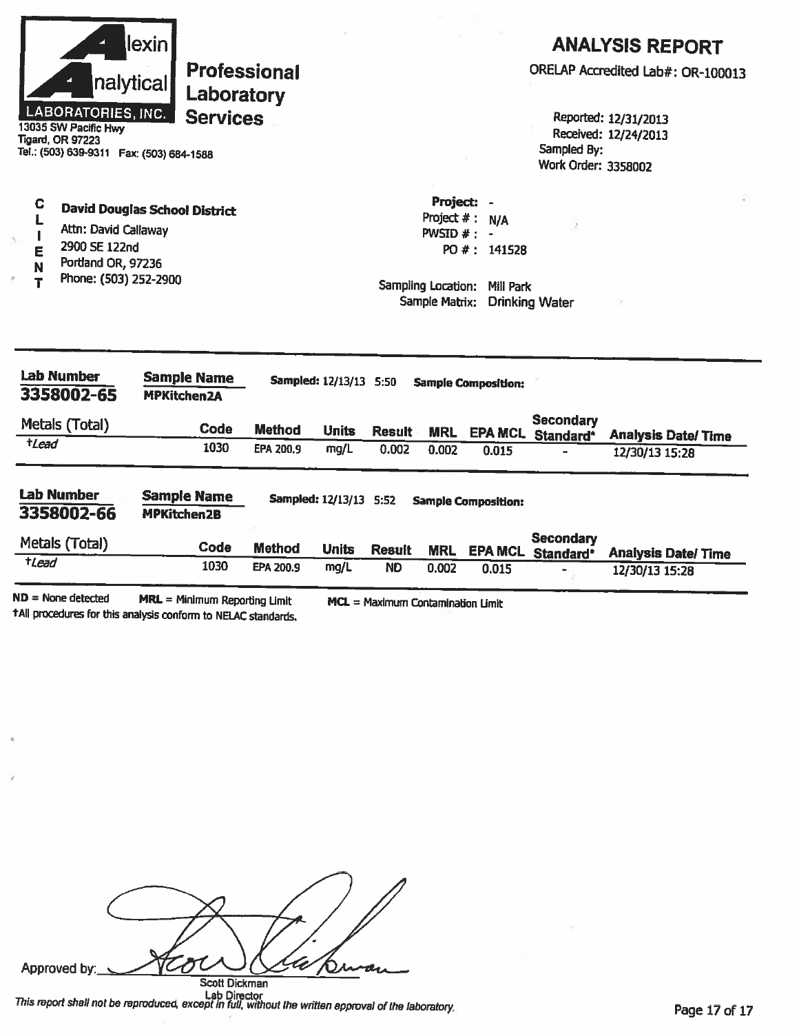**Alexin Analytical Laboratories, Inc.**
13035 SW Pacific Hwy
Tigard, OR 97223
Tel.: (503) 639-9311 Fax: (503) 684-1588

**Professional Laboratory Services**

# ANALYSIS REPORT

ORELAP Accredited Lab#: OR-100013

Reported: 12/31/2013
Received: 12/24/2013
Sampled By:
Work Order: 3358002

**CLIENT**

**David Douglas School District**
Attn: David Callaway
2900 SE 122nd
Portland OR, 97236
Phone: (503) 252-2900

**Project:** -
Project # : N/A
PWSID # : -
PO # : 141528

Sampling Location: Mill Park
Sample Matrix: Drinking Water

**Lab Number:** 3358002-65 **Sample Name:** MPKitchen2A **Sampled:** 12/13/13 5:50 **Sample Composition:**

| Metals (Total) | Code | Method | Units | Result | MRL | EPA MCL | Secondary Standard* | Analysis Date/ Time |
|---|---|---|---|---|---|---|---|---|
| †*Lead* | 1030 | EPA 200.9 | mg/L | 0.002 | 0.002 | 0.015 | - | 12/30/13 15:28 |

**Lab Number:** 3358002-66 **Sample Name:** MPKitchen2B **Sampled:** 12/13/13 5:52 **Sample Composition:**

| Metals (Total) | Code | Method | Units | Result | MRL | EPA MCL | Secondary Standard* | Analysis Date/ Time |
|---|---|---|---|---|---|---|---|---|
| †*Lead* | 1030 | EPA 200.9 | mg/L | ND | 0.002 | 0.015 | - | 12/30/13 15:28 |

**ND** = None detected **MRL** = Minimum Reporting Limit **MCL** = Maximum Contamination Limit
†All procedures for this analysis conform to NELAC standards.

Approved by: Scott Dickman
Lab Director

*This report shall not be reproduced, except in full, without the written approval of the laboratory.*